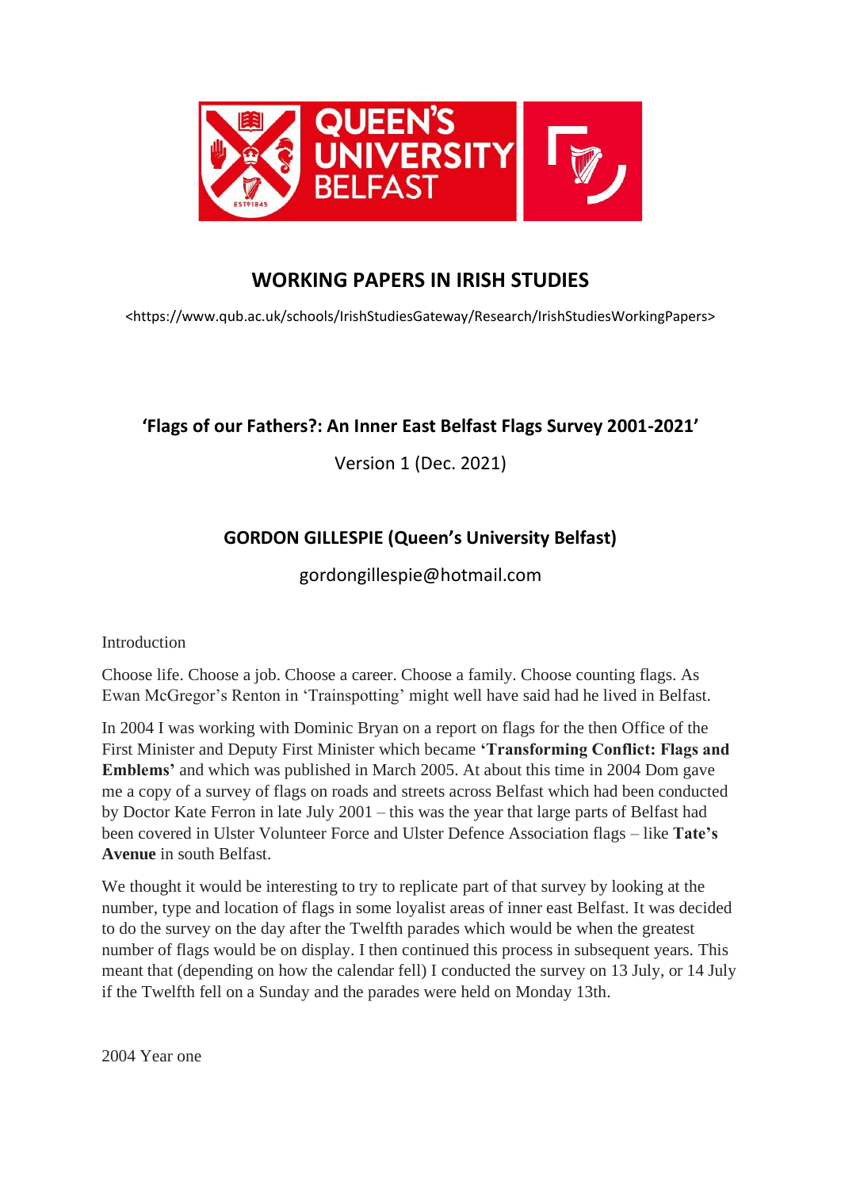# WORKING PAPERS IN IRISH STUDIES

<https://www.qub.ac.uk/schools/IrishStudiesGateway/Research/IrishStudiesWorkingPapers>

## 'Flags of our Fathers?: An Inner East Belfast Flags Survey 2001-2021'

Version 1 (Dec. 2021)

### GORDON GILLESPIE (Queen's University Belfast)

gordongillespie@hotmail.com

Introduction

Choose life. Choose a job. Choose a career. Choose a family. Choose counting flags. As Ewan McGregor's Renton in 'Trainspotting' might well have said had he lived in Belfast.

In 2004 I was working with Dominic Bryan on a report on flags for the then Office of the First Minister and Deputy First Minister which became **'Transforming Conflict: Flags and Emblems'** and which was published in March 2005. At about this time in 2004 Dom gave me a copy of a survey of flags on roads and streets across Belfast which had been conducted by Doctor Kate Ferron in late July 2001 – this was the year that large parts of Belfast had been covered in Ulster Volunteer Force and Ulster Defence Association flags – like **Tate's Avenue** in south Belfast.

We thought it would be interesting to try to replicate part of that survey by looking at the number, type and location of flags in some loyalist areas of inner east Belfast. It was decided to do the survey on the day after the Twelfth parades which would be when the greatest number of flags would be on display. I then continued this process in subsequent years. This meant that (depending on how the calendar fell) I conducted the survey on 13 July, or 14 July if the Twelfth fell on a Sunday and the parades were held on Monday 13th.

2004 Year one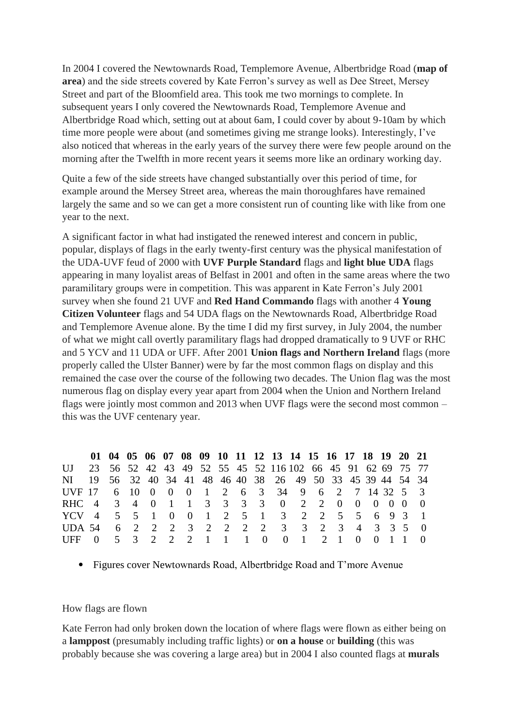In 2004 I covered the Newtownards Road, Templemore Avenue, Albertbridge Road (**map of area**) and the side streets covered by Kate Ferron's survey as well as Dee Street, Mersey Street and part of the Bloomfield area. This took me two mornings to complete. In subsequent years I only covered the Newtownards Road, Templemore Avenue and Albertbridge Road which, setting out at about 6am, I could cover by about 9-10am by which time more people were about (and sometimes giving me strange looks). Interestingly, I've also noticed that whereas in the early years of the survey there were few people around on the morning after the Twelfth in more recent years it seems more like an ordinary working day.

Quite a few of the side streets have changed substantially over this period of time, for example around the Mersey Street area, whereas the main thoroughfares have remained largely the same and so we can get a more consistent run of counting like with like from one year to the next.

A significant factor in what had instigated the renewed interest and concern in public, popular, displays of flags in the early twenty-first century was the physical manifestation of the UDA-UVF feud of 2000 with **UVF Purple Standard** flags and **light blue UDA** flags appearing in many loyalist areas of Belfast in 2001 and often in the same areas where the two paramilitary groups were in competition. This was apparent in Kate Ferron's July 2001 survey when she found 21 UVF and **Red Hand Commando** flags with another 4 **Young Citizen Volunteer** flags and 54 UDA flags on the Newtownards Road, Albertbridge Road and Templemore Avenue alone. By the time I did my first survey, in July 2004, the number of what we might call overtly paramilitary flags had dropped dramatically to 9 UVF or RHC and 5 YCV and 11 UDA or UFF. After 2001 **Union flags and Northern Ireland** flags (more properly called the Ulster Banner) were by far the most common flags on display and this remained the case over the course of the following two decades. The Union flag was the most numerous flag on display every year apart from 2004 when the Union and Northern Ireland flags were jointly most common and 2013 when UVF flags were the second most common – this was the UVF centenary year.

| | **01** | **04** | **05** | **06** | **07** | **08** | **09** | **10** | **11** | **12** | **13** | **14** | **15** | **16** | **17** | **18** | **19** | **20** | **21** |
|---|---|---|---|---|---|---|---|---|---|---|---|---|---|---|---|---|---|---|---|
| UJ | 23 | 56 | 52 | 42 | 43 | 49 | 52 | 55 | 45 | 52 | 116 | 102 | 66 | 45 | 91 | 62 | 69 | 75 | 77 |
| NI | 19 | 56 | 32 | 40 | 34 | 41 | 48 | 46 | 40 | 38 | 26 | 49 | 50 | 33 | 45 | 39 | 44 | 54 | 34 |
| UVF | 17 | 6 | 10 | 0 | 0 | 0 | 1 | 2 | 6 | 3 | 34 | 9 | 6 | 2 | 7 | 14 | 32 | 5 | 3 |
| RHC | 4 | 3 | 4 | 0 | 1 | 1 | 3 | 3 | 3 | 3 | 0 | 2 | 2 | 0 | 0 | 0 | 0 | 0 | 0 |
| YCV | 4 | 5 | 5 | 1 | 0 | 0 | 1 | 2 | 5 | 1 | 3 | 2 | 2 | 5 | 5 | 6 | 9 | 3 | 1 |
| UDA | 54 | 6 | 2 | 2 | 2 | 3 | 2 | 2 | 2 | 2 | 3 | 3 | 2 | 3 | 4 | 3 | 3 | 5 | 0 |
| UFF | 0 | 5 | 3 | 2 | 2 | 2 | 1 | 1 | 1 | 0 | 0 | 1 | 2 | 1 | 0 | 0 | 1 | 1 | 0 |

- Figures cover Newtownards Road, Albertbridge Road and T'more Avenue

How flags are flown

Kate Ferron had only broken down the location of where flags were flown as either being on a **lamppost** (presumably including traffic lights) or **on a house** or **building** (this was probably because she was covering a large area) but in 2004 I also counted flags at **murals**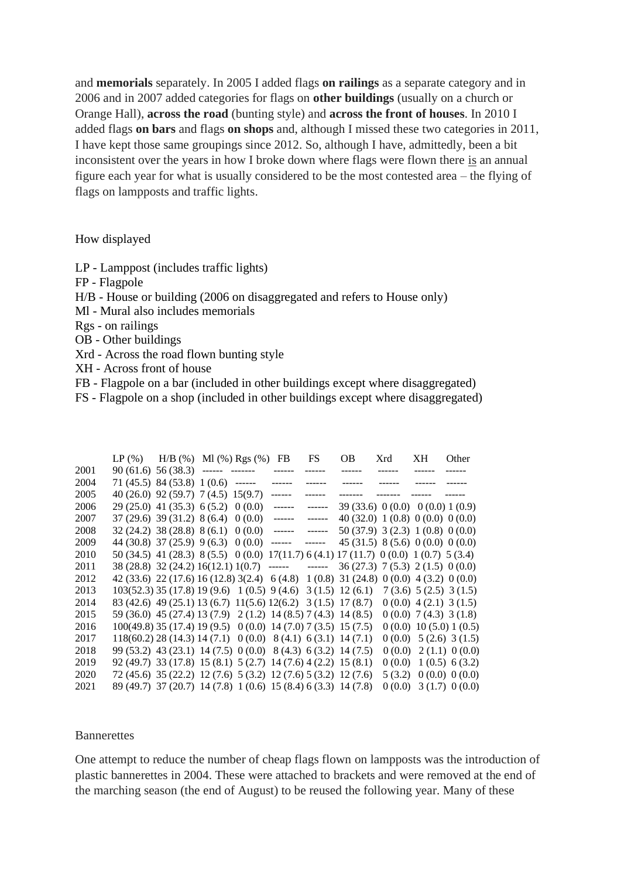and **memorials** separately. In 2005 I added flags **on railings** as a separate category and in 2006 and in 2007 added categories for flags on **other buildings** (usually on a church or Orange Hall), **across the road** (bunting style) and **across the front of houses**. In 2010 I added flags **on bars** and flags **on shops** and, although I missed these two categories in 2011, I have kept those same groupings since 2012. So, although I have, admittedly, been a bit inconsistent over the years in how I broke down where flags were flown there is an annual figure each year for what is usually considered to be the most contested area – the flying of flags on lampposts and traffic lights.

How displayed

LP - Lamppost (includes traffic lights)
FP - Flagpole
H/B - House or building (2006 on disaggregated and refers to House only)
Ml - Mural also includes memorials
Rgs - on railings
OB - Other buildings
Xrd - Across the road flown bunting style
XH - Across front of house
FB - Flagpole on a bar (included in other buildings except where disaggregated)
FS - Flagpole on a shop (included in other buildings except where disaggregated)

| | LP (%) | H/B (%) | Ml (%) | Rgs (%) | FB | FS | OB | Xrd | XH | Other |
|---|---|---|---|---|---|---|---|---|---|---|
| 2001 | 90 (61.6) | 56 (38.3) | ------ | ------- | ------ | ------ | ------ | ------ | ------ | ------ |
| 2004 | 71 (45.5) | 84 (53.8) | 1 (0.6) | ------ | ------ | ------ | ------ | ------ | ------ | ------ |
| 2005 | 40 (26.0) | 92 (59.7) | 7 (4.5) | 15(9.7) | ------ | ------ | ------- | ------- | ------ | ------ |
| 2006 | 29 (25.0) | 41 (35.3) | 6 (5.2) | 0 (0.0) | ------ | ------ | 39 (33.6) | 0 (0.0) | 0 (0.0) | 1 (0.9) |
| 2007 | 37 (29.6) | 39 (31.2) | 8 (6.4) | 0 (0.0) | ------ | ------ | 40 (32.0) | 1 (0.8) | 0 (0.0) | 0 (0.0) |
| 2008 | 32 (24.2) | 38 (28.8) | 8 (6.1) | 0 (0.0) | ------ | ------ | 50 (37.9) | 3 (2.3) | 1 (0.8) | 0 (0.0) |
| 2009 | 44 (30.8) | 37 (25.9) | 9 (6.3) | 0 (0.0) | ------ | ------ | 45 (31.5) | 8 (5.6) | 0 (0.0) | 0 (0.0) |
| 2010 | 50 (34.5) | 41 (28.3) | 8 (5.5) | 0 (0.0) | 17(11.7) | 6 (4.1) | 17 (11.7) | 0 (0.0) | 1 (0.7) | 5 (3.4) |
| 2011 | 38 (28.8) | 32 (24.2) | 16(12.1) | 1(0.7) | ------ | ------ | 36 (27.3) | 7 (5.3) | 2 (1.5) | 0 (0.0) |
| 2012 | 42 (33.6) | 22 (17.6) | 16 (12.8) | 3(2.4) | 6 (4.8) | 1 (0.8) | 31 (24.8) | 0 (0.0) | 4 (3.2) | 0 (0.0) |
| 2013 | 103(52.3) | 35 (17.8) | 19 (9.6) | 1 (0.5) | 9 (4.6) | 3 (1.5) | 12 (6.1) | 7 (3.6) | 5 (2.5) | 3 (1.5) |
| 2014 | 83 (42.6) | 49 (25.1) | 13 (6.7) | 11(5.6) | 12(6.2) | 3 (1.5) | 17 (8.7) | 0 (0.0) | 4 (2.1) | 3 (1.5) |
| 2015 | 59 (36.0) | 45 (27.4) | 13 (7.9) | 2 (1.2) | 14 (8.5) | 7 (4.3) | 14 (8.5) | 0 (0.0) | 7 (4.3) | 3 (1.8) |
| 2016 | 100(49.8) | 35 (17.4) | 19 (9.5) | 0 (0.0) | 14 (7.0) | 7 (3.5) | 15 (7.5) | 0 (0.0) | 10 (5.0) | 1 (0.5) |
| 2017 | 118(60.2) | 28 (14.3) | 14 (7.1) | 0 (0.0) | 8 (4.1) | 6 (3.1) | 14 (7.1) | 0 (0.0) | 5 (2.6) | 3 (1.5) |
| 2018 | 99 (53.2) | 43 (23.1) | 14 (7.5) | 0 (0.0) | 8 (4.3) | 6 (3.2) | 14 (7.5) | 0 (0.0) | 2 (1.1) | 0 (0.0) |
| 2019 | 92 (49.7) | 33 (17.8) | 15 (8.1) | 5 (2.7) | 14 (7.6) | 4 (2.2) | 15 (8.1) | 0 (0.0) | 1 (0.5) | 6 (3.2) |
| 2020 | 72 (45.6) | 35 (22.2) | 12 (7.6) | 5 (3.2) | 12 (7.6) | 5 (3.2) | 12 (7.6) | 5 (3.2) | 0 (0.0) | 0 (0.0) |
| 2021 | 89 (49.7) | 37 (20.7) | 14 (7.8) | 1 (0.6) | 15 (8.4) | 6 (3.3) | 14 (7.8) | 0 (0.0) | 3 (1.7) | 0 (0.0) |

Bannerettes

One attempt to reduce the number of cheap flags flown on lampposts was the introduction of plastic bannerettes in 2004. These were attached to brackets and were removed at the end of the marching season (the end of August) to be reused the following year. Many of these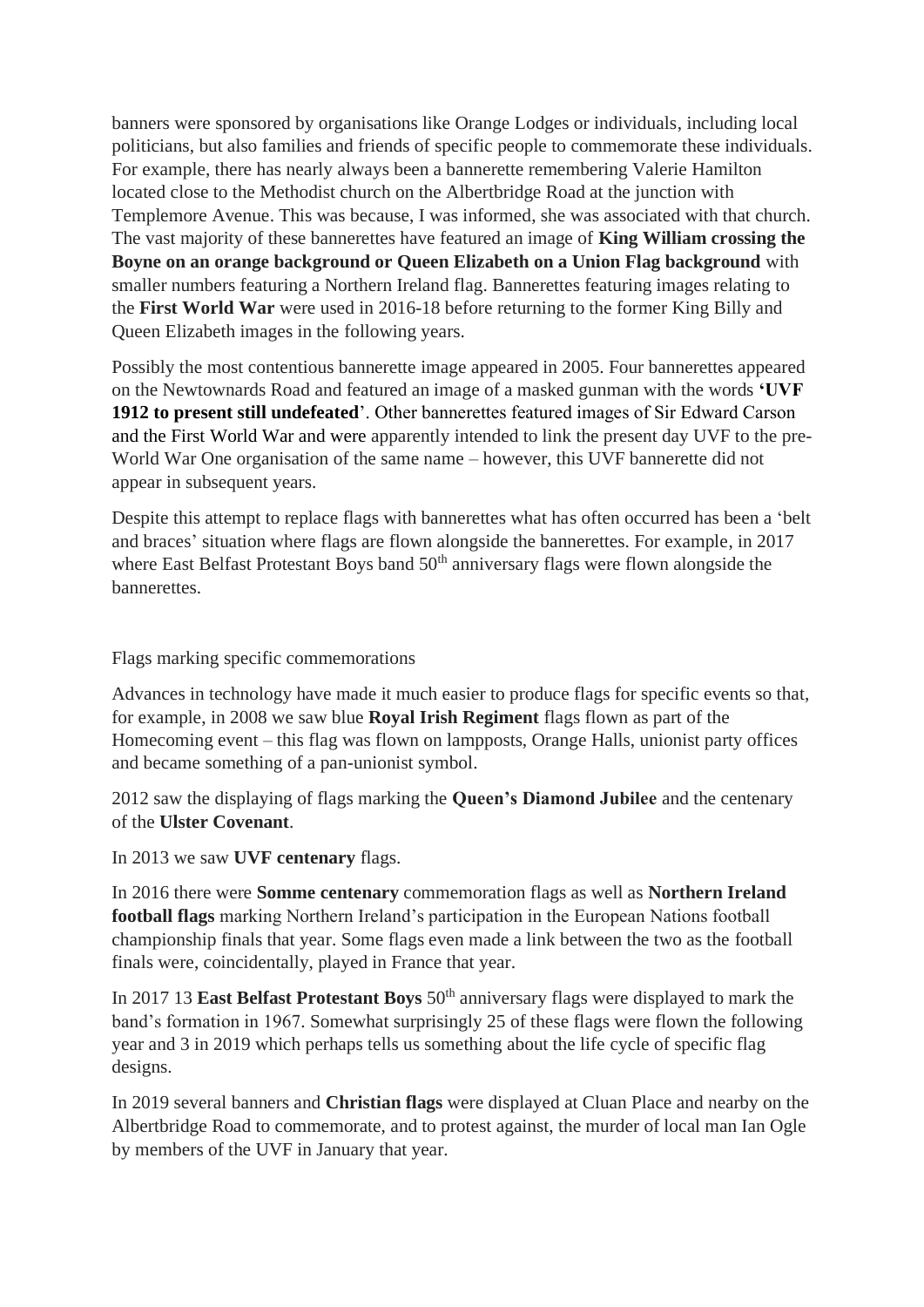banners were sponsored by organisations like Orange Lodges or individuals, including local politicians, but also families and friends of specific people to commemorate these individuals. For example, there has nearly always been a bannerette remembering Valerie Hamilton located close to the Methodist church on the Albertbridge Road at the junction with Templemore Avenue. This was because, I was informed, she was associated with that church. The vast majority of these bannerettes have featured an image of **King William crossing the Boyne on an orange background or Queen Elizabeth on a Union Flag background** with smaller numbers featuring a Northern Ireland flag. Bannerettes featuring images relating to the **First World War** were used in 2016-18 before returning to the former King Billy and Queen Elizabeth images in the following years.

Possibly the most contentious bannerette image appeared in 2005. Four bannerettes appeared on the Newtownards Road and featured an image of a masked gunman with the words **'UVF 1912 to present still undefeated**'. Other bannerettes featured images of Sir Edward Carson and the First World War and were apparently intended to link the present day UVF to the pre-World War One organisation of the same name – however, this UVF bannerette did not appear in subsequent years.

Despite this attempt to replace flags with bannerettes what has often occurred has been a 'belt and braces' situation where flags are flown alongside the bannerettes. For example, in 2017 where East Belfast Protestant Boys band 50th anniversary flags were flown alongside the bannerettes.

Flags marking specific commemorations

Advances in technology have made it much easier to produce flags for specific events so that, for example, in 2008 we saw blue **Royal Irish Regiment** flags flown as part of the Homecoming event – this flag was flown on lampposts, Orange Halls, unionist party offices and became something of a pan-unionist symbol.

2012 saw the displaying of flags marking the **Queen's Diamond Jubilee** and the centenary of the **Ulster Covenant**.

In 2013 we saw **UVF centenary** flags.

In 2016 there were **Somme centenary** commemoration flags as well as **Northern Ireland football flags** marking Northern Ireland's participation in the European Nations football championship finals that year. Some flags even made a link between the two as the football finals were, coincidentally, played in France that year.

In 2017 13 **East Belfast Protestant Boys** 50th anniversary flags were displayed to mark the band's formation in 1967. Somewhat surprisingly 25 of these flags were flown the following year and 3 in 2019 which perhaps tells us something about the life cycle of specific flag designs.

In 2019 several banners and **Christian flags** were displayed at Cluan Place and nearby on the Albertbridge Road to commemorate, and to protest against, the murder of local man Ian Ogle by members of the UVF in January that year.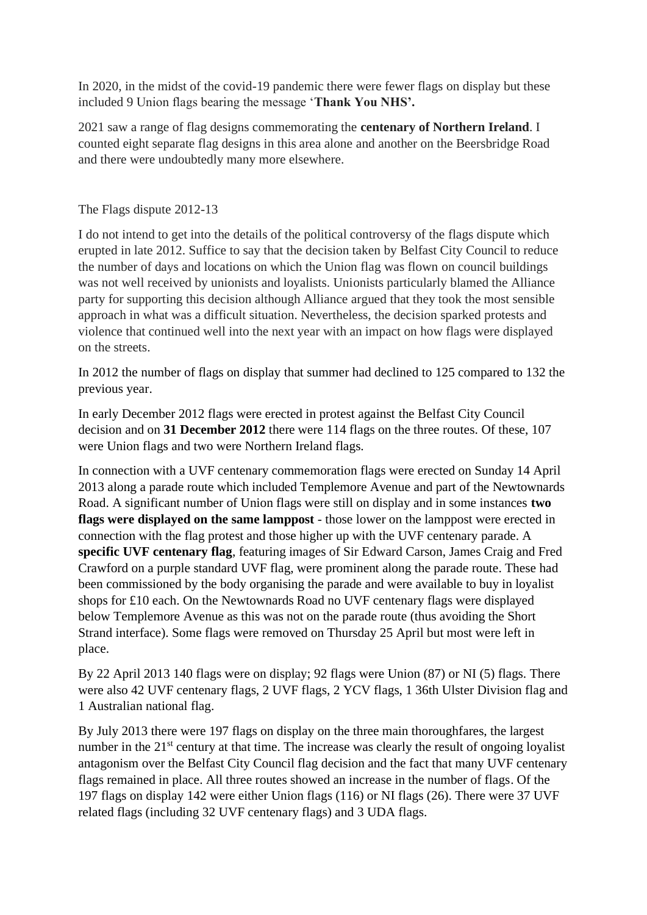In 2020, in the midst of the covid-19 pandemic there were fewer flags on display but these included 9 Union flags bearing the message '**Thank You NHS'.**

2021 saw a range of flag designs commemorating the **centenary of Northern Ireland**. I counted eight separate flag designs in this area alone and another on the Beersbridge Road and there were undoubtedly many more elsewhere.

## The Flags dispute 2012-13

I do not intend to get into the details of the political controversy of the flags dispute which erupted in late 2012. Suffice to say that the decision taken by Belfast City Council to reduce the number of days and locations on which the Union flag was flown on council buildings was not well received by unionists and loyalists. Unionists particularly blamed the Alliance party for supporting this decision although Alliance argued that they took the most sensible approach in what was a difficult situation. Nevertheless, the decision sparked protests and violence that continued well into the next year with an impact on how flags were displayed on the streets.

In 2012 the number of flags on display that summer had declined to 125 compared to 132 the previous year.

In early December 2012 flags were erected in protest against the Belfast City Council decision and on **31 December 2012** there were 114 flags on the three routes. Of these, 107 were Union flags and two were Northern Ireland flags.

In connection with a UVF centenary commemoration flags were erected on Sunday 14 April 2013 along a parade route which included Templemore Avenue and part of the Newtownards Road. A significant number of Union flags were still on display and in some instances **two flags were displayed on the same lamppost** - those lower on the lamppost were erected in connection with the flag protest and those higher up with the UVF centenary parade. A **specific UVF centenary flag**, featuring images of Sir Edward Carson, James Craig and Fred Crawford on a purple standard UVF flag, were prominent along the parade route. These had been commissioned by the body organising the parade and were available to buy in loyalist shops for £10 each. On the Newtownards Road no UVF centenary flags were displayed below Templemore Avenue as this was not on the parade route (thus avoiding the Short Strand interface). Some flags were removed on Thursday 25 April but most were left in place.

By 22 April 2013 140 flags were on display; 92 flags were Union (87) or NI (5) flags. There were also 42 UVF centenary flags, 2 UVF flags, 2 YCV flags, 1 36th Ulster Division flag and 1 Australian national flag.

By July 2013 there were 197 flags on display on the three main thoroughfares, the largest number in the 21st century at that time. The increase was clearly the result of ongoing loyalist antagonism over the Belfast City Council flag decision and the fact that many UVF centenary flags remained in place. All three routes showed an increase in the number of flags. Of the 197 flags on display 142 were either Union flags (116) or NI flags (26). There were 37 UVF related flags (including 32 UVF centenary flags) and 3 UDA flags.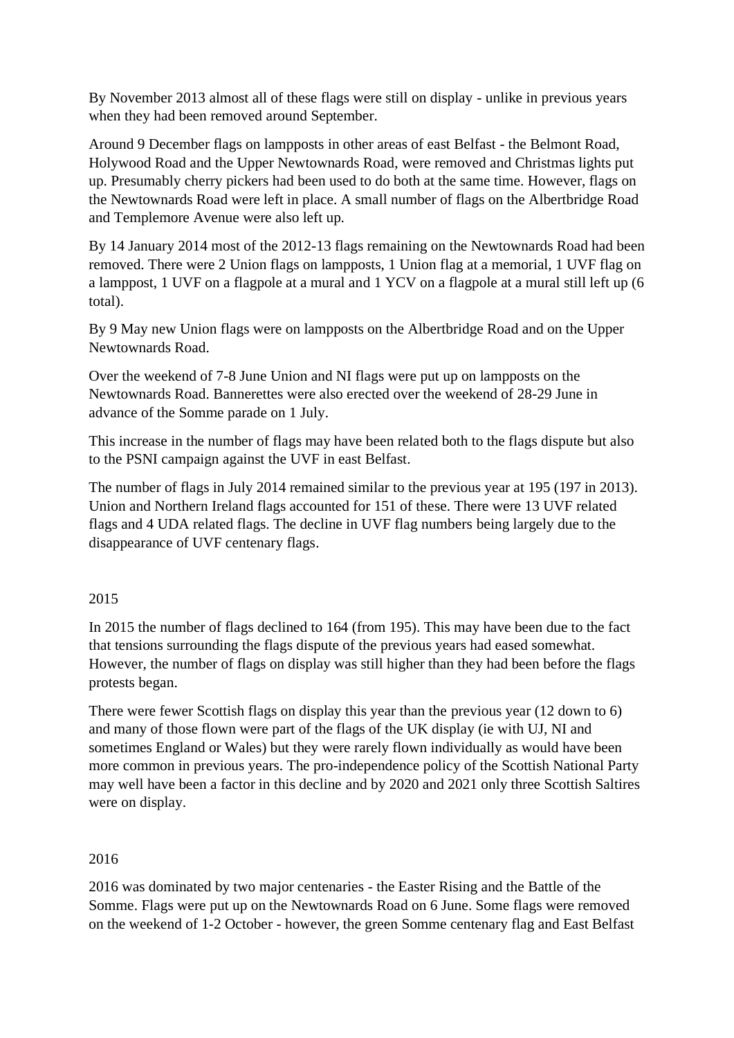By November 2013 almost all of these flags were still on display - unlike in previous years when they had been removed around September.

Around 9 December flags on lampposts in other areas of east Belfast - the Belmont Road, Holywood Road and the Upper Newtownards Road, were removed and Christmas lights put up. Presumably cherry pickers had been used to do both at the same time. However, flags on the Newtownards Road were left in place. A small number of flags on the Albertbridge Road and Templemore Avenue were also left up.

By 14 January 2014 most of the 2012-13 flags remaining on the Newtownards Road had been removed. There were 2 Union flags on lampposts, 1 Union flag at a memorial, 1 UVF flag on a lamppost, 1 UVF on a flagpole at a mural and 1 YCV on a flagpole at a mural still left up (6 total).

By 9 May new Union flags were on lampposts on the Albertbridge Road and on the Upper Newtownards Road.

Over the weekend of 7-8 June Union and NI flags were put up on lampposts on the Newtownards Road. Bannerettes were also erected over the weekend of 28-29 June in advance of the Somme parade on 1 July.

This increase in the number of flags may have been related both to the flags dispute but also to the PSNI campaign against the UVF in east Belfast.

The number of flags in July 2014 remained similar to the previous year at 195 (197 in 2013). Union and Northern Ireland flags accounted for 151 of these. There were 13 UVF related flags and 4 UDA related flags. The decline in UVF flag numbers being largely due to the disappearance of UVF centenary flags.

## 2015

In 2015 the number of flags declined to 164 (from 195). This may have been due to the fact that tensions surrounding the flags dispute of the previous years had eased somewhat. However, the number of flags on display was still higher than they had been before the flags protests began.

There were fewer Scottish flags on display this year than the previous year (12 down to 6) and many of those flown were part of the flags of the UK display (ie with UJ, NI and sometimes England or Wales) but they were rarely flown individually as would have been more common in previous years. The pro-independence policy of the Scottish National Party may well have been a factor in this decline and by 2020 and 2021 only three Scottish Saltires were on display.

## 2016

2016 was dominated by two major centenaries - the Easter Rising and the Battle of the Somme. Flags were put up on the Newtownards Road on 6 June. Some flags were removed on the weekend of 1-2 October - however, the green Somme centenary flag and East Belfast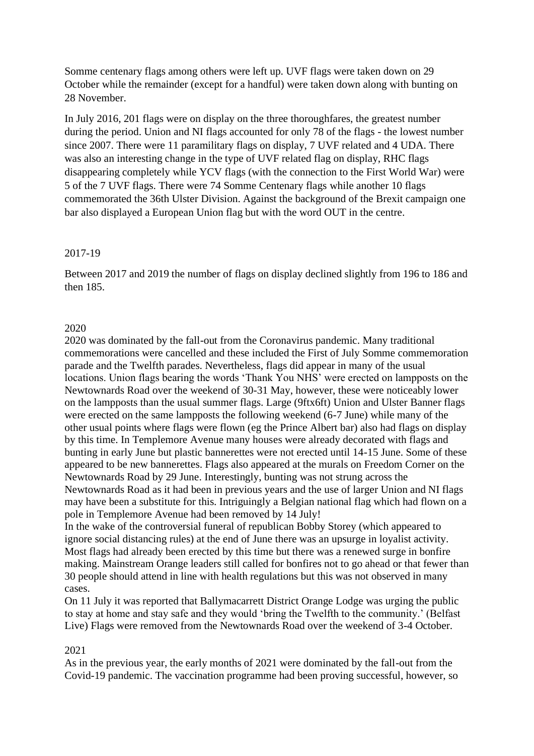Somme centenary flags among others were left up. UVF flags were taken down on 29 October while the remainder (except for a handful) were taken down along with bunting on 28 November.

In July 2016, 201 flags were on display on the three thoroughfares, the greatest number during the period. Union and NI flags accounted for only 78 of the flags - the lowest number since 2007. There were 11 paramilitary flags on display, 7 UVF related and 4 UDA. There was also an interesting change in the type of UVF related flag on display, RHC flags disappearing completely while YCV flags (with the connection to the First World War) were 5 of the 7 UVF flags. There were 74 Somme Centenary flags while another 10 flags commemorated the 36th Ulster Division. Against the background of the Brexit campaign one bar also displayed a European Union flag but with the word OUT in the centre.

## 2017-19

Between 2017 and 2019 the number of flags on display declined slightly from 196 to 186 and then 185.

## 2020

2020 was dominated by the fall-out from the Coronavirus pandemic. Many traditional commemorations were cancelled and these included the First of July Somme commemoration parade and the Twelfth parades. Nevertheless, flags did appear in many of the usual locations. Union flags bearing the words 'Thank You NHS' were erected on lampposts on the Newtownards Road over the weekend of 30-31 May, however, these were noticeably lower on the lampposts than the usual summer flags. Large (9ftx6ft) Union and Ulster Banner flags were erected on the same lampposts the following weekend (6-7 June) while many of the other usual points where flags were flown (eg the Prince Albert bar) also had flags on display by this time. In Templemore Avenue many houses were already decorated with flags and bunting in early June but plastic bannerettes were not erected until 14-15 June. Some of these appeared to be new bannerettes. Flags also appeared at the murals on Freedom Corner on the Newtownards Road by 29 June. Interestingly, bunting was not strung across the Newtownards Road as it had been in previous years and the use of larger Union and NI flags may have been a substitute for this. Intriguingly a Belgian national flag which had flown on a pole in Templemore Avenue had been removed by 14 July!

In the wake of the controversial funeral of republican Bobby Storey (which appeared to ignore social distancing rules) at the end of June there was an upsurge in loyalist activity. Most flags had already been erected by this time but there was a renewed surge in bonfire making. Mainstream Orange leaders still called for bonfires not to go ahead or that fewer than 30 people should attend in line with health regulations but this was not observed in many cases.

On 11 July it was reported that Ballymacarrett District Orange Lodge was urging the public to stay at home and stay safe and they would 'bring the Twelfth to the community.' (Belfast Live) Flags were removed from the Newtownards Road over the weekend of 3-4 October.

## 2021

As in the previous year, the early months of 2021 were dominated by the fall-out from the Covid-19 pandemic. The vaccination programme had been proving successful, however, so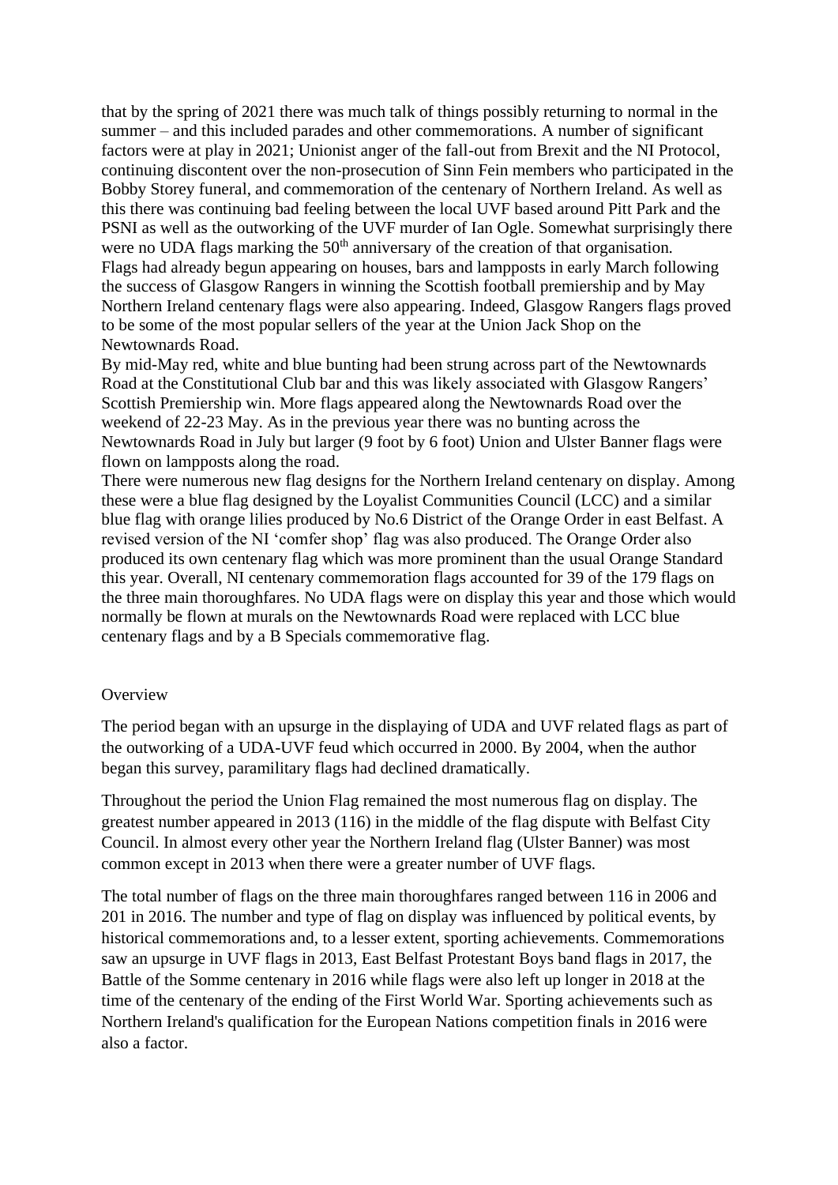that by the spring of 2021 there was much talk of things possibly returning to normal in the summer – and this included parades and other commemorations. A number of significant factors were at play in 2021; Unionist anger of the fall-out from Brexit and the NI Protocol, continuing discontent over the non-prosecution of Sinn Fein members who participated in the Bobby Storey funeral, and commemoration of the centenary of Northern Ireland. As well as this there was continuing bad feeling between the local UVF based around Pitt Park and the PSNI as well as the outworking of the UVF murder of Ian Ogle. Somewhat surprisingly there were no UDA flags marking the 50th anniversary of the creation of that organisation.
Flags had already begun appearing on houses, bars and lampposts in early March following the success of Glasgow Rangers in winning the Scottish football premiership and by May Northern Ireland centenary flags were also appearing. Indeed, Glasgow Rangers flags proved to be some of the most popular sellers of the year at the Union Jack Shop on the Newtownards Road.
By mid-May red, white and blue bunting had been strung across part of the Newtownards Road at the Constitutional Club bar and this was likely associated with Glasgow Rangers' Scottish Premiership win. More flags appeared along the Newtownards Road over the weekend of 22-23 May. As in the previous year there was no bunting across the Newtownards Road in July but larger (9 foot by 6 foot) Union and Ulster Banner flags were flown on lampposts along the road.
There were numerous new flag designs for the Northern Ireland centenary on display. Among these were a blue flag designed by the Loyalist Communities Council (LCC) and a similar blue flag with orange lilies produced by No.6 District of the Orange Order in east Belfast. A revised version of the NI 'comfer shop' flag was also produced. The Orange Order also produced its own centenary flag which was more prominent than the usual Orange Standard this year. Overall, NI centenary commemoration flags accounted for 39 of the 179 flags on the three main thoroughfares. No UDA flags were on display this year and those which would normally be flown at murals on the Newtownards Road were replaced with LCC blue centenary flags and by a B Specials commemorative flag.

## Overview

The period began with an upsurge in the displaying of UDA and UVF related flags as part of the outworking of a UDA-UVF feud which occurred in 2000. By 2004, when the author began this survey, paramilitary flags had declined dramatically.

Throughout the period the Union Flag remained the most numerous flag on display. The greatest number appeared in 2013 (116) in the middle of the flag dispute with Belfast City Council. In almost every other year the Northern Ireland flag (Ulster Banner) was most common except in 2013 when there were a greater number of UVF flags.

The total number of flags on the three main thoroughfares ranged between 116 in 2006 and 201 in 2016. The number and type of flag on display was influenced by political events, by historical commemorations and, to a lesser extent, sporting achievements. Commemorations saw an upsurge in UVF flags in 2013, East Belfast Protestant Boys band flags in 2017, the Battle of the Somme centenary in 2016 while flags were also left up longer in 2018 at the time of the centenary of the ending of the First World War. Sporting achievements such as Northern Ireland's qualification for the European Nations competition finals in 2016 were also a factor.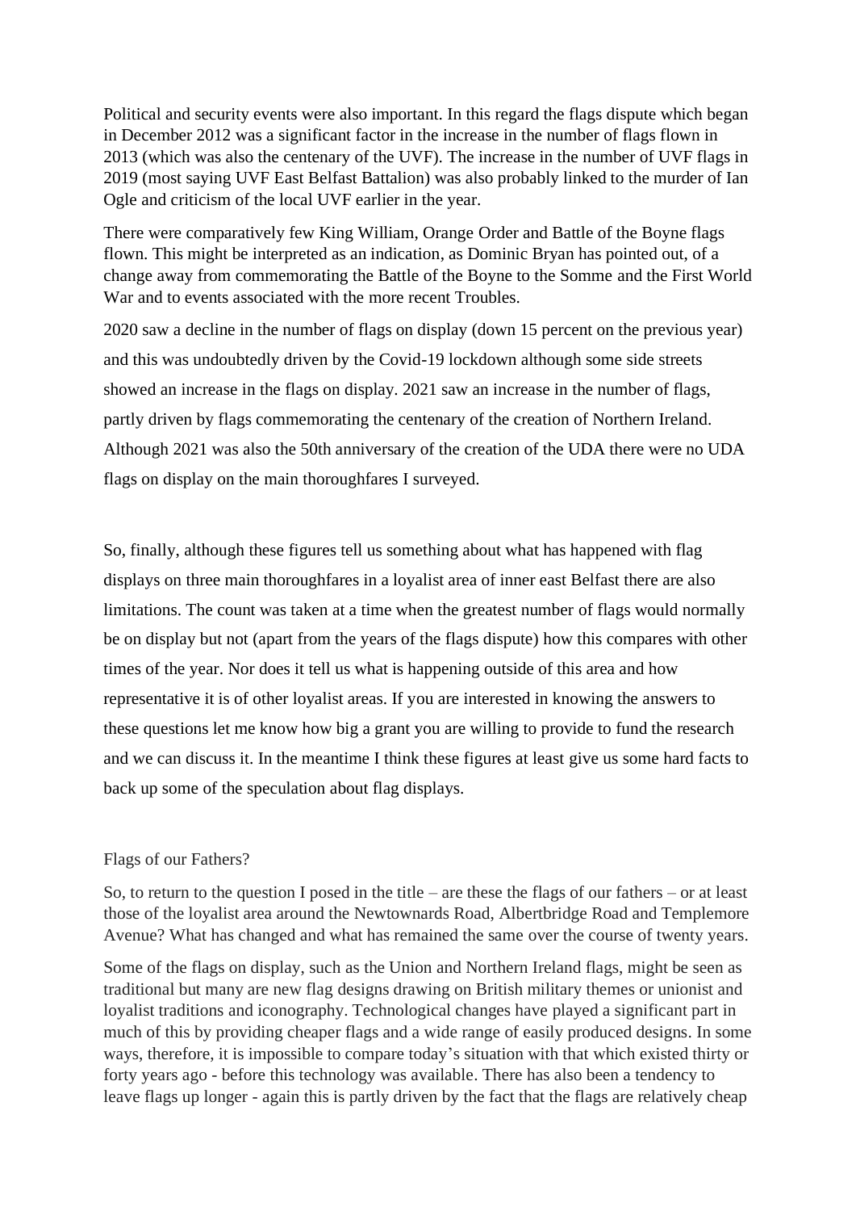Political and security events were also important. In this regard the flags dispute which began in December 2012 was a significant factor in the increase in the number of flags flown in 2013 (which was also the centenary of the UVF). The increase in the number of UVF flags in 2019 (most saying UVF East Belfast Battalion) was also probably linked to the murder of Ian Ogle and criticism of the local UVF earlier in the year.

There were comparatively few King William, Orange Order and Battle of the Boyne flags flown. This might be interpreted as an indication, as Dominic Bryan has pointed out, of a change away from commemorating the Battle of the Boyne to the Somme and the First World War and to events associated with the more recent Troubles.

2020 saw a decline in the number of flags on display (down 15 percent on the previous year) and this was undoubtedly driven by the Covid-19 lockdown although some side streets showed an increase in the flags on display. 2021 saw an increase in the number of flags, partly driven by flags commemorating the centenary of the creation of Northern Ireland. Although 2021 was also the 50th anniversary of the creation of the UDA there were no UDA flags on display on the main thoroughfares I surveyed.

So, finally, although these figures tell us something about what has happened with flag displays on three main thoroughfares in a loyalist area of inner east Belfast there are also limitations. The count was taken at a time when the greatest number of flags would normally be on display but not (apart from the years of the flags dispute) how this compares with other times of the year. Nor does it tell us what is happening outside of this area and how representative it is of other loyalist areas. If you are interested in knowing the answers to these questions let me know how big a grant you are willing to provide to fund the research and we can discuss it. In the meantime I think these figures at least give us some hard facts to back up some of the speculation about flag displays.

## Flags of our Fathers?

So, to return to the question I posed in the title – are these the flags of our fathers – or at least those of the loyalist area around the Newtownards Road, Albertbridge Road and Templemore Avenue? What has changed and what has remained the same over the course of twenty years.

Some of the flags on display, such as the Union and Northern Ireland flags, might be seen as traditional but many are new flag designs drawing on British military themes or unionist and loyalist traditions and iconography. Technological changes have played a significant part in much of this by providing cheaper flags and a wide range of easily produced designs. In some ways, therefore, it is impossible to compare today's situation with that which existed thirty or forty years ago - before this technology was available. There has also been a tendency to leave flags up longer - again this is partly driven by the fact that the flags are relatively cheap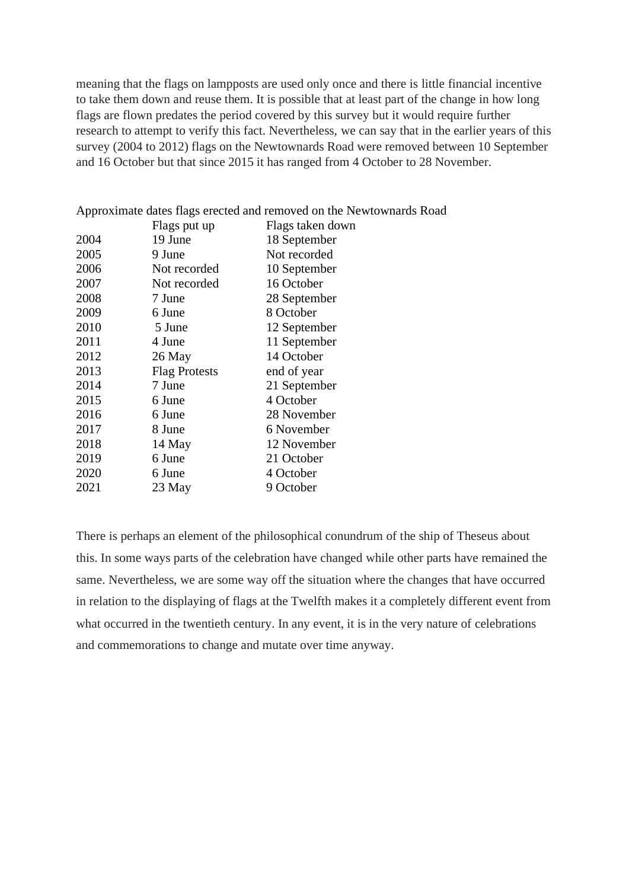meaning that the flags on lampposts are used only once and there is little financial incentive to take them down and reuse them. It is possible that at least part of the change in how long flags are flown predates the period covered by this survey but it would require further research to attempt to verify this fact. Nevertheless, we can say that in the earlier years of this survey (2004 to 2012) flags on the Newtownards Road were removed between 10 September and 16 October but that since 2015 it has ranged from 4 October to 28 November.

Approximate dates flags erected and removed on the Newtownards Road

| | Flags put up | Flags taken down |
|---|---|---|
| 2004 | 19 June | 18 September |
| 2005 | 9 June | Not recorded |
| 2006 | Not recorded | 10 September |
| 2007 | Not recorded | 16 October |
| 2008 | 7 June | 28 September |
| 2009 | 6 June | 8 October |
| 2010 | 5 June | 12 September |
| 2011 | 4 June | 11 September |
| 2012 | 26 May | 14 October |
| 2013 | Flag Protests | end of year |
| 2014 | 7 June | 21 September |
| 2015 | 6 June | 4 October |
| 2016 | 6 June | 28 November |
| 2017 | 8 June | 6 November |
| 2018 | 14 May | 12 November |
| 2019 | 6 June | 21 October |
| 2020 | 6 June | 4 October |
| 2021 | 23 May | 9 October |

There is perhaps an element of the philosophical conundrum of the ship of Theseus about this. In some ways parts of the celebration have changed while other parts have remained the same. Nevertheless, we are some way off the situation where the changes that have occurred in relation to the displaying of flags at the Twelfth makes it a completely different event from what occurred in the twentieth century. In any event, it is in the very nature of celebrations and commemorations to change and mutate over time anyway.